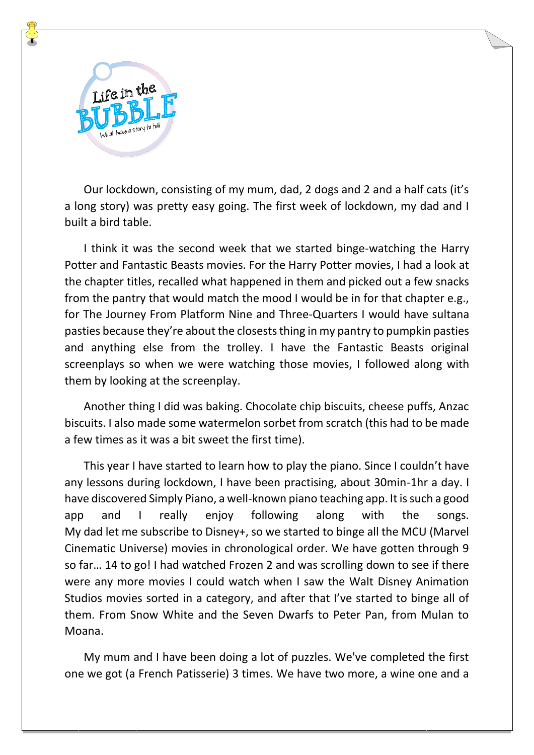Our lockdown, consisting of my mum, dad, 2 dogs and 2 and a half cats (it's a long story) was pretty easy going. The first week of lockdown, my dad and I built a bird table.

I think it was the second week that we started binge-watching the Harry Potter and Fantastic Beasts movies. For the Harry Potter movies, I had a look at the chapter titles, recalled what happened in them and picked out a few snacks from the pantry that would match the mood I would be in for that chapter e.g., for The Journey From Platform Nine and Three-Quarters I would have sultana pasties because they're about the closests thing in my pantry to pumpkin pasties and anything else from the trolley. I have the Fantastic Beasts original screenplays so when we were watching those movies, I followed along with them by looking at the screenplay.

Another thing I did was baking. Chocolate chip biscuits, cheese puffs, Anzac biscuits. I also made some watermelon sorbet from scratch (this had to be made a few times as it was a bit sweet the first time).

This year I have started to learn how to play the piano. Since I couldn't have any lessons during lockdown, I have been practising, about 30min-1hr a day. I have discovered Simply Piano, a well-known piano teaching app. It is such a good app and I really enjoy following along with the songs. My dad let me subscribe to Disney+, so we started to binge all the MCU (Marvel Cinematic Universe) movies in chronological order. We have gotten through 9 so far… 14 to go! I had watched Frozen 2 and was scrolling down to see if there were any more movies I could watch when I saw the Walt Disney Animation Studios movies sorted in a category, and after that I've started to binge all of them. From Snow White and the Seven Dwarfs to Peter Pan, from Mulan to Moana.

My mum and I have been doing a lot of puzzles. We've completed the first one we got (a French Patisserie) 3 times. We have two more, a wine one and a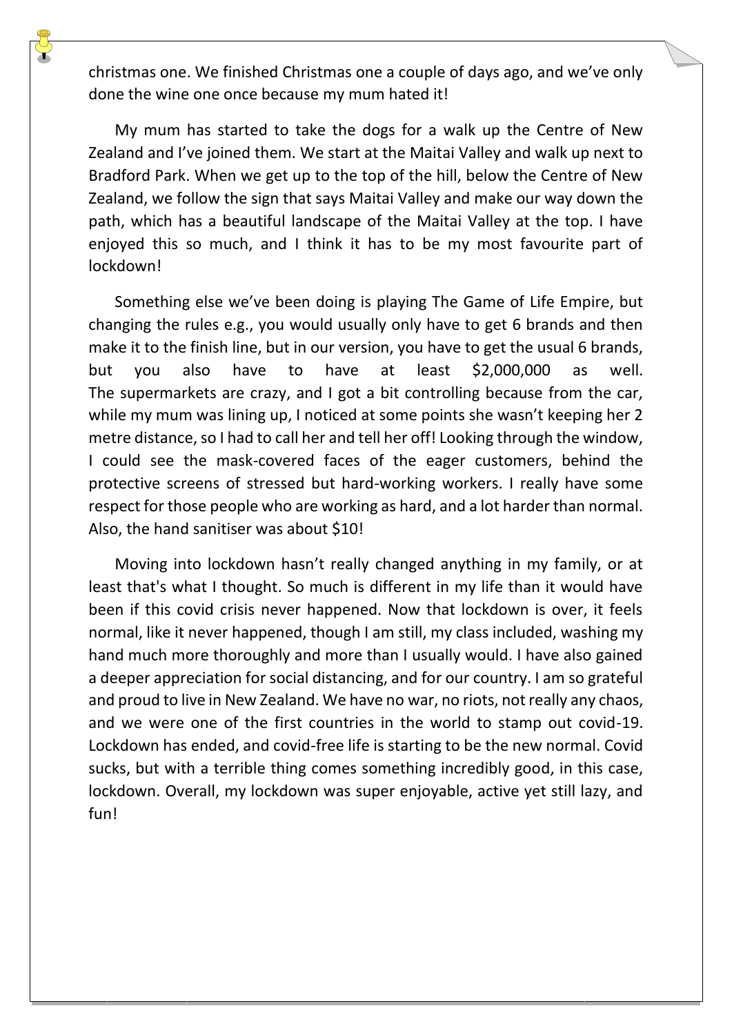christmas one. We finished Christmas one a couple of days ago, and we've only done the wine one once because my mum hated it!

My mum has started to take the dogs for a walk up the Centre of New Zealand and I've joined them. We start at the Maitai Valley and walk up next to Bradford Park. When we get up to the top of the hill, below the Centre of New Zealand, we follow the sign that says Maitai Valley and make our way down the path, which has a beautiful landscape of the Maitai Valley at the top. I have enjoyed this so much, and I think it has to be my most favourite part of lockdown!

Something else we've been doing is playing The Game of Life Empire, but changing the rules e.g., you would usually only have to get 6 brands and then make it to the finish line, but in our version, you have to get the usual 6 brands, but you also have to have at least $2,000,000 as well. The supermarkets are crazy, and I got a bit controlling because from the car, while my mum was lining up, I noticed at some points she wasn't keeping her 2 metre distance, so I had to call her and tell her off! Looking through the window, I could see the mask-covered faces of the eager customers, behind the protective screens of stressed but hard-working workers. I really have some respect for those people who are working as hard, and a lot harder than normal. Also, the hand sanitiser was about $10!

Moving into lockdown hasn't really changed anything in my family, or at least that's what I thought. So much is different in my life than it would have been if this covid crisis never happened. Now that lockdown is over, it feels normal, like it never happened, though I am still, my class included, washing my hand much more thoroughly and more than I usually would. I have also gained a deeper appreciation for social distancing, and for our country. I am so grateful and proud to live in New Zealand. We have no war, no riots, not really any chaos, and we were one of the first countries in the world to stamp out covid-19. Lockdown has ended, and covid-free life is starting to be the new normal. Covid sucks, but with a terrible thing comes something incredibly good, in this case, lockdown. Overall, my lockdown was super enjoyable, active yet still lazy, and fun!